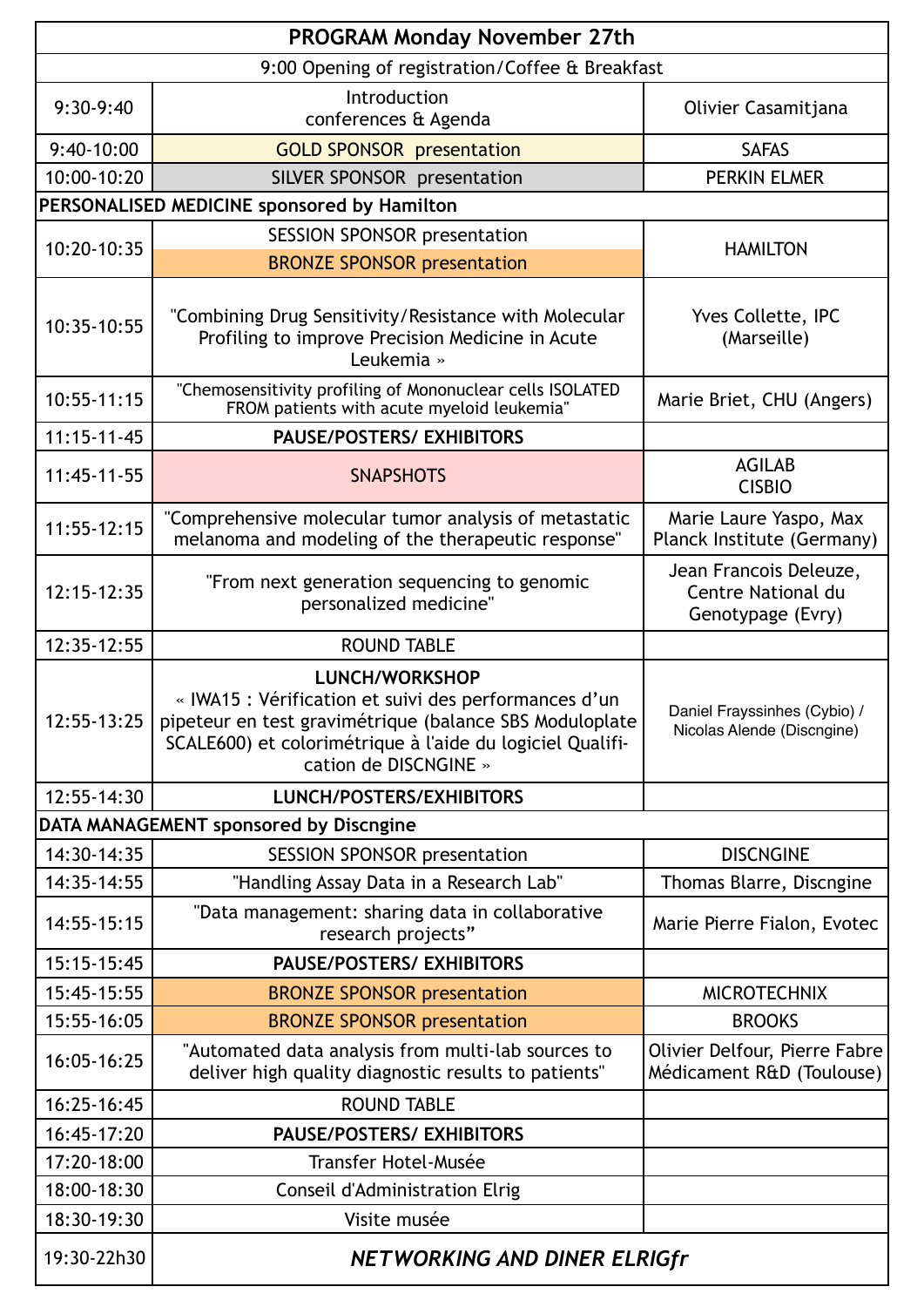| PROGRAM Monday November 27th | | |
|---|---|---|
| 9:00 Opening of registration/Coffee & Breakfast | | |
| 9:30-9:40 | Introduction conferences & Agenda | Olivier Casamitjana |
| 9:40-10:00 | GOLD SPONSOR presentation | SAFAS |
| 10:00-10:20 | SILVER SPONSOR presentation | PERKIN ELMER |
| **PERSONALISED MEDICINE sponsored by Hamilton** | | |
| 10:20-10:35 | SESSION SPONSOR presentation<br>BRONZE SPONSOR presentation | HAMILTON |
| 10:35-10:55 | "Combining Drug Sensitivity/Resistance with Molecular Profiling to improve Precision Medicine in Acute Leukemia » | Yves Collette, IPC (Marseille) |
| 10:55-11:15 | "Chemosensitivity profiling of Mononuclear cells ISOLATED FROM patients with acute myeloid leukemia" | Marie Briet, CHU (Angers) |
| 11:15-11-45 | **PAUSE/POSTERS/ EXHIBITORS** | |
| 11:45-11-55 | SNAPSHOTS | AGILAB<br>CISBIO |
| 11:55-12:15 | "Comprehensive molecular tumor analysis of metastatic melanoma and modeling of the therapeutic response" | Marie Laure Yaspo, Max Planck Institute (Germany) |
| 12:15-12:35 | "From next generation sequencing to genomic personalized medicine" | Jean Francois Deleuze, Centre National du Genotypage (Evry) |
| 12:35-12:55 | ROUND TABLE | |
| 12:55-13:25 | **LUNCH/WORKSHOP**<br>« IWA15 : Vérification et suivi des performances d'un pipeteur en test gravimétrique (balance SBS Moduloplate SCALE600) et colorimétrique à l'aide du logiciel Qualification de DISCNGINE » | Daniel Frayssinhes (Cybio) / Nicolas Alende (Discngine) |
| 12:55-14:30 | **LUNCH/POSTERS/EXHIBITORS** | |
| **DATA MANAGEMENT sponsored by Discngine** | | |
| 14:30-14:35 | SESSION SPONSOR presentation | DISCNGINE |
| 14:35-14:55 | "Handling Assay Data in a Research Lab" | Thomas Blarre, Discngine |
| 14:55-15:15 | "Data management: sharing data in collaborative research projects" | Marie Pierre Fialon, Evotec |
| 15:15-15:45 | **PAUSE/POSTERS/ EXHIBITORS** | |
| 15:45-15:55 | BRONZE SPONSOR presentation | MICROTECHNIX |
| 15:55-16:05 | BRONZE SPONSOR presentation | BROOKS |
| 16:05-16:25 | "Automated data analysis from multi-lab sources to deliver high quality diagnostic results to patients" | Olivier Delfour, Pierre Fabre Médicament R&D (Toulouse) |
| 16:25-16:45 | ROUND TABLE | |
| 16:45-17:20 | **PAUSE/POSTERS/ EXHIBITORS** | |
| 17:20-18:00 | Transfer Hotel-Musée | |
| 18:00-18:30 | Conseil d'Administration Elrig | |
| 18:30-19:30 | Visite musée | |
| 19:30-22h30 | ***NETWORKING AND DINER ELRIGfr*** | |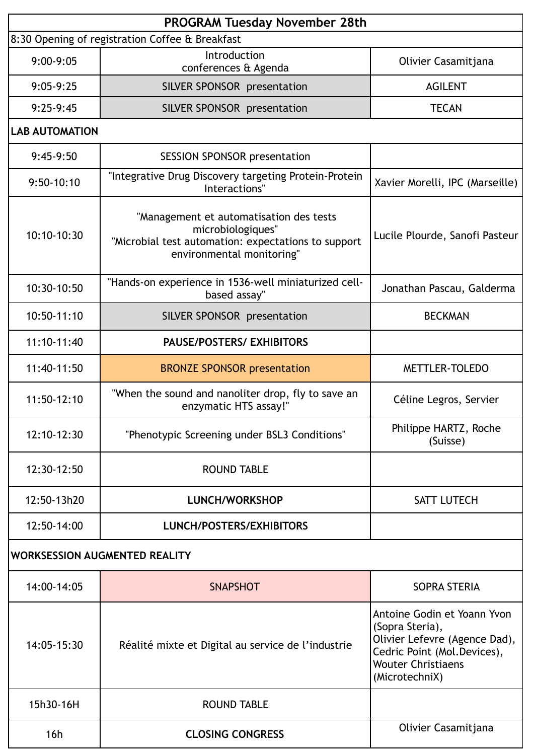| PROGRAM Tuesday November 28th | | |
|---|---|---|
| 8:30 Opening of registration Coffee & Breakfast | | |
| 9:00-9:05 | Introduction conferences & Agenda | Olivier Casamitjana |
| 9:05-9:25 | SILVER SPONSOR presentation | AGILENT |
| 9:25-9:45 | SILVER SPONSOR presentation | TECAN |
| **LAB AUTOMATION** | | |
| 9:45-9:50 | SESSION SPONSOR presentation | |
| 9:50-10:10 | "Integrative Drug Discovery targeting Protein-Protein Interactions" | Xavier Morelli, IPC (Marseille) |
| 10:10-10:30 | "Management et automatisation des tests microbiologiques" "Microbial test automation: expectations to support environmental monitoring" | Lucile Plourde, Sanofi Pasteur |
| 10:30-10:50 | "Hands-on experience in 1536-well miniaturized cell-based assay" | Jonathan Pascau, Galderma |
| 10:50-11:10 | SILVER SPONSOR presentation | BECKMAN |
| 11:10-11:40 | **PAUSE/POSTERS/ EXHIBITORS** | |
| 11:40-11:50 | BRONZE SPONSOR presentation | METTLER-TOLEDO |
| 11:50-12:10 | "When the sound and nanoliter drop, fly to save an enzymatic HTS assay!" | Céline Legros, Servier |
| 12:10-12:30 | "Phenotypic Screening under BSL3 Conditions" | Philippe HARTZ, Roche (Suisse) |
| 12:30-12:50 | ROUND TABLE | |
| 12:50-13h20 | **LUNCH/WORKSHOP** | SATT LUTECH |
| 12:50-14:00 | **LUNCH/POSTERS/EXHIBITORS** | |
| **WORKSESSION AUGMENTED REALITY** | | |
| 14:00-14:05 | SNAPSHOT | SOPRA STERIA |
| 14:05-15:30 | Réalité mixte et Digital au service de l'industrie | Antoine Godin et Yoann Yvon (Sopra Steria), Olivier Lefevre (Agence Dad), Cedric Point (Mol.Devices), Wouter Christiaens (MicrotechniX) |
| 15h30-16H | ROUND TABLE | |
| 16h | **CLOSING CONGRESS** | Olivier Casamitjana |